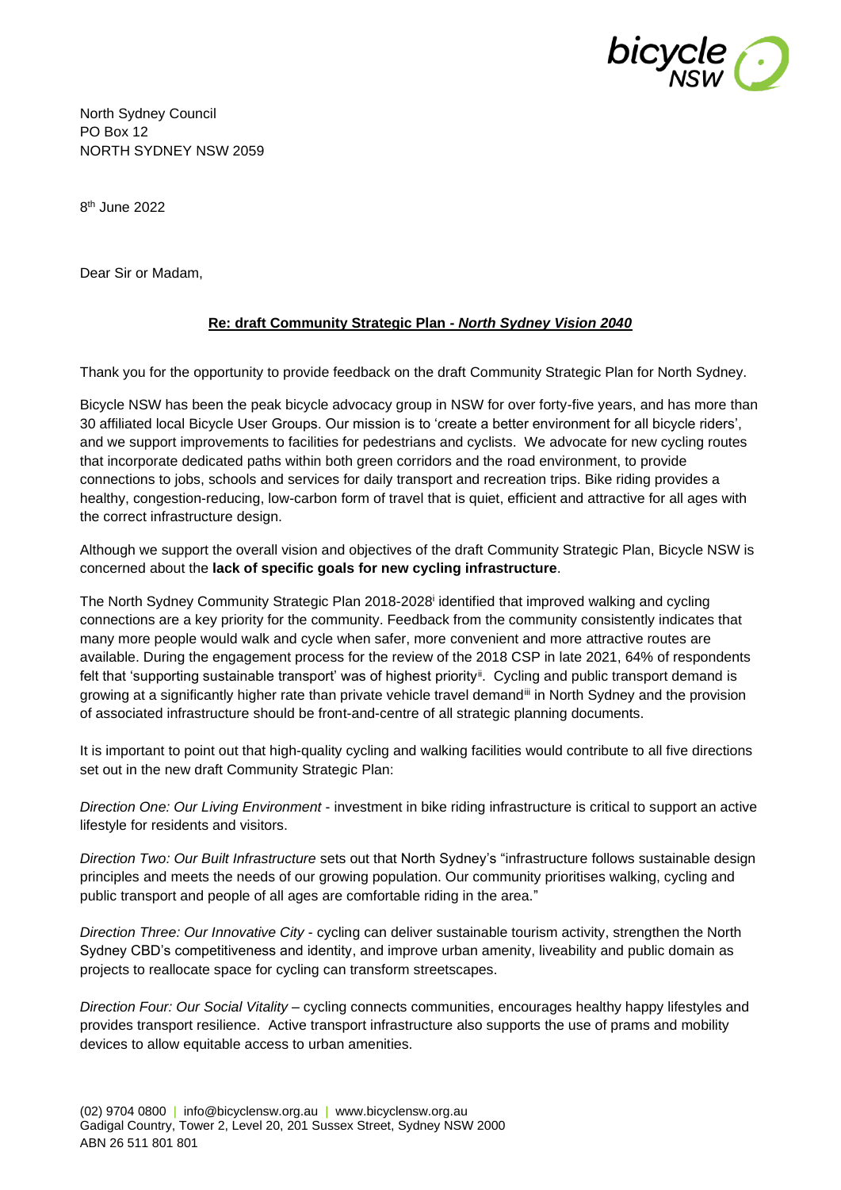North Sydney Council
PO Box 12
NORTH SYDNEY NSW 2059

8th June 2022

Dear Sir or Madam,

**Re: draft Community Strategic Plan - *North Sydney Vision 2040***

Thank you for the opportunity to provide feedback on the draft Community Strategic Plan for North Sydney.

Bicycle NSW has been the peak bicycle advocacy group in NSW for over forty-five years, and has more than 30 affiliated local Bicycle User Groups. Our mission is to 'create a better environment for all bicycle riders', and we support improvements to facilities for pedestrians and cyclists. We advocate for new cycling routes that incorporate dedicated paths within both green corridors and the road environment, to provide connections to jobs, schools and services for daily transport and recreation trips. Bike riding provides a healthy, congestion-reducing, low-carbon form of travel that is quiet, efficient and attractive for all ages with the correct infrastructure design.

Although we support the overall vision and objectives of the draft Community Strategic Plan, Bicycle NSW is concerned about the **lack of specific goals for new cycling infrastructure**.

The North Sydney Community Strategic Plan 2018-2028[i] identified that improved walking and cycling connections are a key priority for the community. Feedback from the community consistently indicates that many more people would walk and cycle when safer, more convenient and more attractive routes are available. During the engagement process for the review of the 2018 CSP in late 2021, 64% of respondents felt that 'supporting sustainable transport' was of highest priority[ii]. Cycling and public transport demand is growing at a significantly higher rate than private vehicle travel demand[iii] in North Sydney and the provision of associated infrastructure should be front-and-centre of all strategic planning documents.

It is important to point out that high-quality cycling and walking facilities would contribute to all five directions set out in the new draft Community Strategic Plan:

*Direction One: Our Living Environment* - investment in bike riding infrastructure is critical to support an active lifestyle for residents and visitors.

*Direction Two: Our Built Infrastructure* sets out that North Sydney's "infrastructure follows sustainable design principles and meets the needs of our growing population. Our community prioritises walking, cycling and public transport and people of all ages are comfortable riding in the area."

*Direction Three: Our Innovative City* - cycling can deliver sustainable tourism activity, strengthen the North Sydney CBD's competitiveness and identity, and improve urban amenity, liveability and public domain as projects to reallocate space for cycling can transform streetscapes.

*Direction Four: Our Social Vitality* – cycling connects communities, encourages healthy happy lifestyles and provides transport resilience. Active transport infrastructure also supports the use of prams and mobility devices to allow equitable access to urban amenities.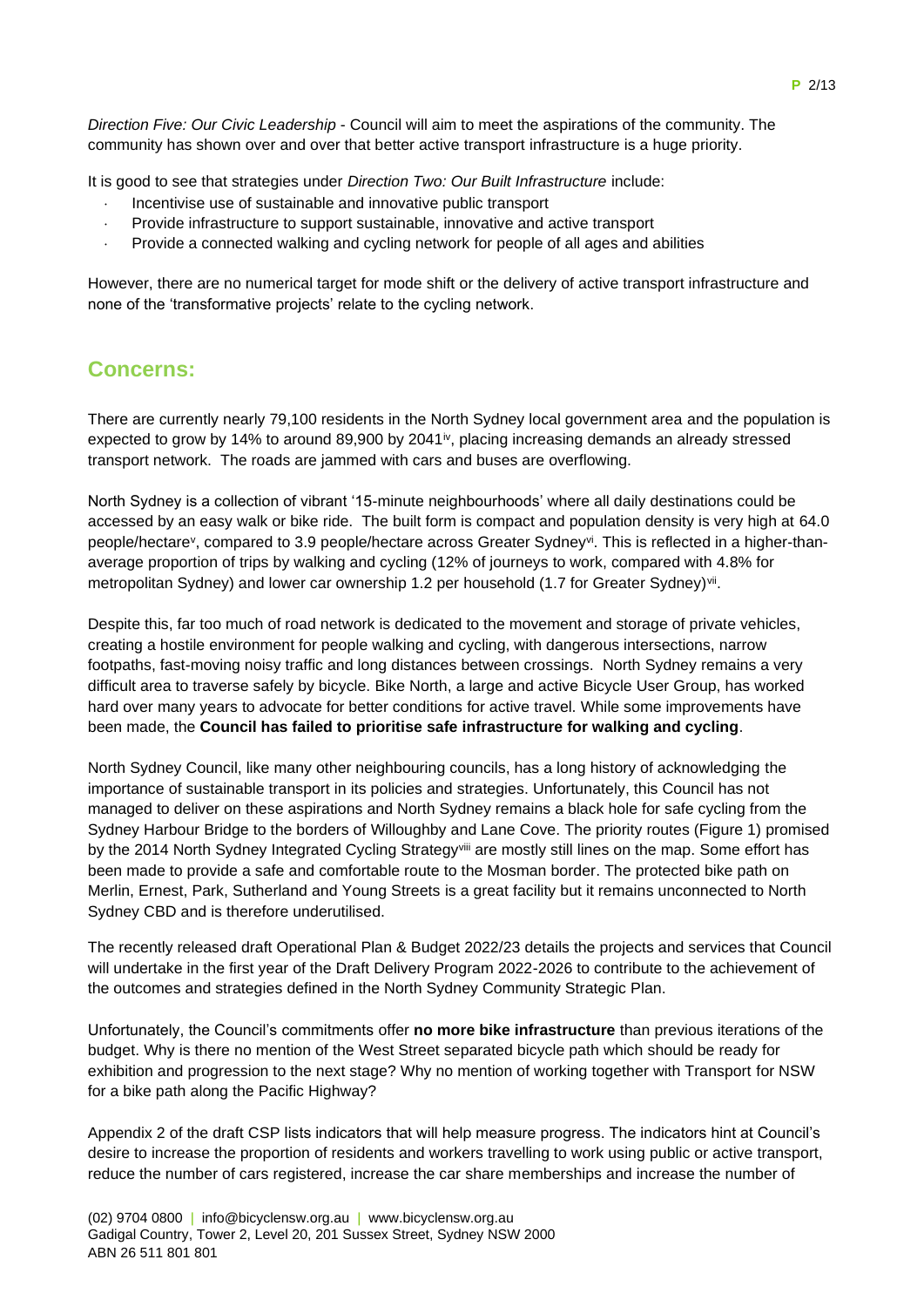*Direction Five: Our Civic Leadership* - Council will aim to meet the aspirations of the community. The community has shown over and over that better active transport infrastructure is a huge priority.

It is good to see that strategies under *Direction Two: Our Built Infrastructure* include:

- Incentivise use of sustainable and innovative public transport
- Provide infrastructure to support sustainable, innovative and active transport
- Provide a connected walking and cycling network for people of all ages and abilities

However, there are no numerical target for mode shift or the delivery of active transport infrastructure and none of the 'transformative projects' relate to the cycling network.

## Concerns:

There are currently nearly 79,100 residents in the North Sydney local government area and the population is expected to grow by 14% to around 89,900 by 2041[iv], placing increasing demands an already stressed transport network. The roads are jammed with cars and buses are overflowing.

North Sydney is a collection of vibrant '15-minute neighbourhoods' where all daily destinations could be accessed by an easy walk or bike ride. The built form is compact and population density is very high at 64.0 people/hectare[v], compared to 3.9 people/hectare across Greater Sydney[vi]. This is reflected in a higher-than-average proportion of trips by walking and cycling (12% of journeys to work, compared with 4.8% for metropolitan Sydney) and lower car ownership 1.2 per household (1.7 for Greater Sydney)[vii].

Despite this, far too much of road network is dedicated to the movement and storage of private vehicles, creating a hostile environment for people walking and cycling, with dangerous intersections, narrow footpaths, fast-moving noisy traffic and long distances between crossings. North Sydney remains a very difficult area to traverse safely by bicycle. Bike North, a large and active Bicycle User Group, has worked hard over many years to advocate for better conditions for active travel. While some improvements have been made, the **Council has failed to prioritise safe infrastructure for walking and cycling**.

North Sydney Council, like many other neighbouring councils, has a long history of acknowledging the importance of sustainable transport in its policies and strategies. Unfortunately, this Council has not managed to deliver on these aspirations and North Sydney remains a black hole for safe cycling from the Sydney Harbour Bridge to the borders of Willoughby and Lane Cove. The priority routes (Figure 1) promised by the 2014 North Sydney Integrated Cycling Strategy[viii] are mostly still lines on the map. Some effort has been made to provide a safe and comfortable route to the Mosman border. The protected bike path on Merlin, Ernest, Park, Sutherland and Young Streets is a great facility but it remains unconnected to North Sydney CBD and is therefore underutilised.

The recently released draft Operational Plan & Budget 2022/23 details the projects and services that Council will undertake in the first year of the Draft Delivery Program 2022-2026 to contribute to the achievement of the outcomes and strategies defined in the North Sydney Community Strategic Plan.

Unfortunately, the Council's commitments offer **no more bike infrastructure** than previous iterations of the budget. Why is there no mention of the West Street separated bicycle path which should be ready for exhibition and progression to the next stage? Why no mention of working together with Transport for NSW for a bike path along the Pacific Highway?

Appendix 2 of the draft CSP lists indicators that will help measure progress. The indicators hint at Council's desire to increase the proportion of residents and workers travelling to work using public or active transport, reduce the number of cars registered, increase the car share memberships and increase the number of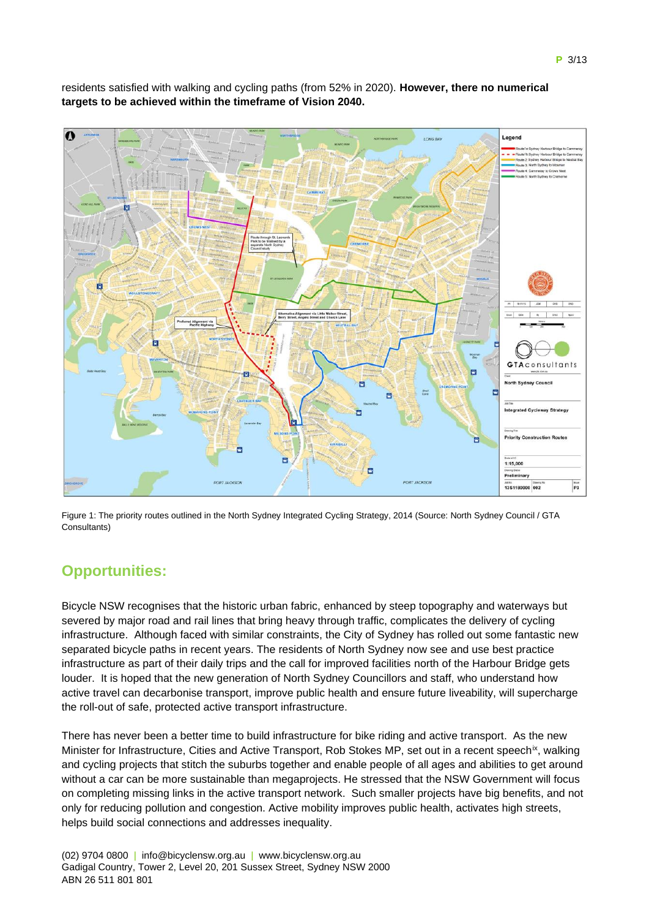residents satisfied with walking and cycling paths (from 52% in 2020). **However, there no numerical targets to be achieved within the timeframe of Vision 2040.**

Figure 1: The priority routes outlined in the North Sydney Integrated Cycling Strategy, 2014 (Source: North Sydney Council / GTA Consultants)

## Opportunities:

Bicycle NSW recognises that the historic urban fabric, enhanced by steep topography and waterways but severed by major road and rail lines that bring heavy through traffic, complicates the delivery of cycling infrastructure. Although faced with similar constraints, the City of Sydney has rolled out some fantastic new separated bicycle paths in recent years. The residents of North Sydney now see and use best practice infrastructure as part of their daily trips and the call for improved facilities north of the Harbour Bridge gets louder. It is hoped that the new generation of North Sydney Councillors and staff, who understand how active travel can decarbonise transport, improve public health and ensure future liveability, will supercharge the roll-out of safe, protected active transport infrastructure.

There has never been a better time to build infrastructure for bike riding and active transport. As the new Minister for Infrastructure, Cities and Active Transport, Rob Stokes MP, set out in a recent speech[ix], walking and cycling projects that stitch the suburbs together and enable people of all ages and abilities to get around without a car can be more sustainable than megaprojects. He stressed that the NSW Government will focus on completing missing links in the active transport network. Such smaller projects have big benefits, and not only for reducing pollution and congestion. Active mobility improves public health, activates high streets, helps build social connections and addresses inequality.

(02) 9704 0800 | info@bicyclensw.org.au | www.bicyclensw.org.au
Gadigal Country, Tower 2, Level 20, 201 Sussex Street, Sydney NSW 2000
ABN 26 511 801 801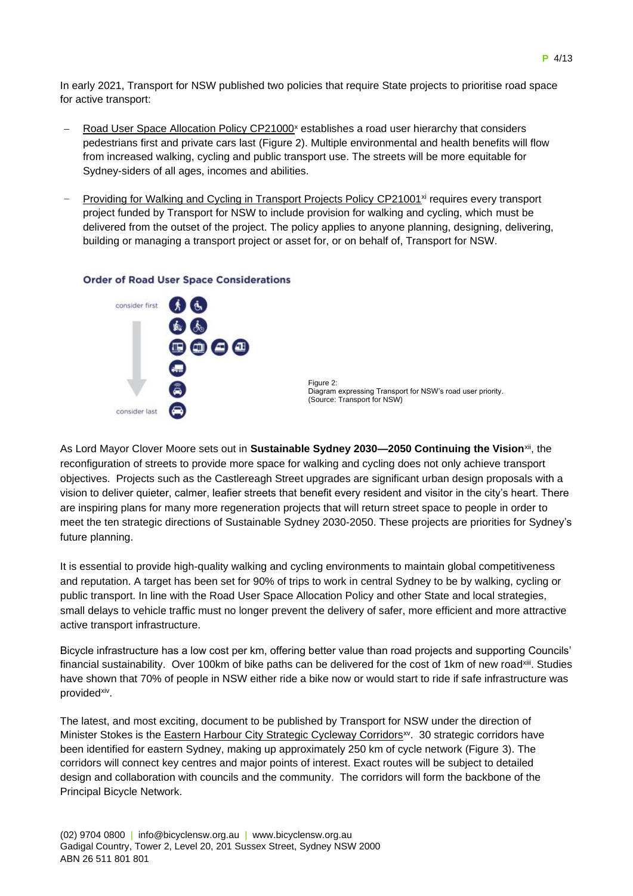In early 2021, Transport for NSW published two policies that require State projects to prioritise road space for active transport:

- Road User Space Allocation Policy CP21000[x] establishes a road user hierarchy that considers pedestrians first and private cars last (Figure 2). Multiple environmental and health benefits will flow from increased walking, cycling and public transport use. The streets will be more equitable for Sydney-siders of all ages, incomes and abilities.
- Providing for Walking and Cycling in Transport Projects Policy CP21001[xi] requires every transport project funded by Transport for NSW to include provision for walking and cycling, which must be delivered from the outset of the project. The policy applies to anyone planning, designing, delivering, building or managing a transport project or asset for, or on behalf of, Transport for NSW.

**Order of Road User Space Considerations**

consider first

consider last

Figure 2:
Diagram expressing Transport for NSW's road user priority.
(Source: Transport for NSW)

As Lord Mayor Clover Moore sets out in **Sustainable Sydney 2030—2050 Continuing the Vision**[xii], the reconfiguration of streets to provide more space for walking and cycling does not only achieve transport objectives. Projects such as the Castlereagh Street upgrades are significant urban design proposals with a vision to deliver quieter, calmer, leafier streets that benefit every resident and visitor in the city's heart. There are inspiring plans for many more regeneration projects that will return street space to people in order to meet the ten strategic directions of Sustainable Sydney 2030-2050. These projects are priorities for Sydney's future planning.

It is essential to provide high-quality walking and cycling environments to maintain global competitiveness and reputation. A target has been set for 90% of trips to work in central Sydney to be by walking, cycling or public transport. In line with the Road User Space Allocation Policy and other State and local strategies, small delays to vehicle traffic must no longer prevent the delivery of safer, more efficient and more attractive active transport infrastructure.

Bicycle infrastructure has a low cost per km, offering better value than road projects and supporting Councils' financial sustainability. Over 100km of bike paths can be delivered for the cost of 1km of new road[xiii]. Studies have shown that 70% of people in NSW either ride a bike now or would start to ride if safe infrastructure was provided[xiv].

The latest, and most exciting, document to be published by Transport for NSW under the direction of Minister Stokes is the Eastern Harbour City Strategic Cycleway Corridors[xv]. 30 strategic corridors have been identified for eastern Sydney, making up approximately 250 km of cycle network (Figure 3). The corridors will connect key centres and major points of interest. Exact routes will be subject to detailed design and collaboration with councils and the community. The corridors will form the backbone of the Principal Bicycle Network.

(02) 9704 0800 | info@bicyclensw.org.au | www.bicyclensw.org.au
Gadigal Country, Tower 2, Level 20, 201 Sussex Street, Sydney NSW 2000
ABN 26 511 801 801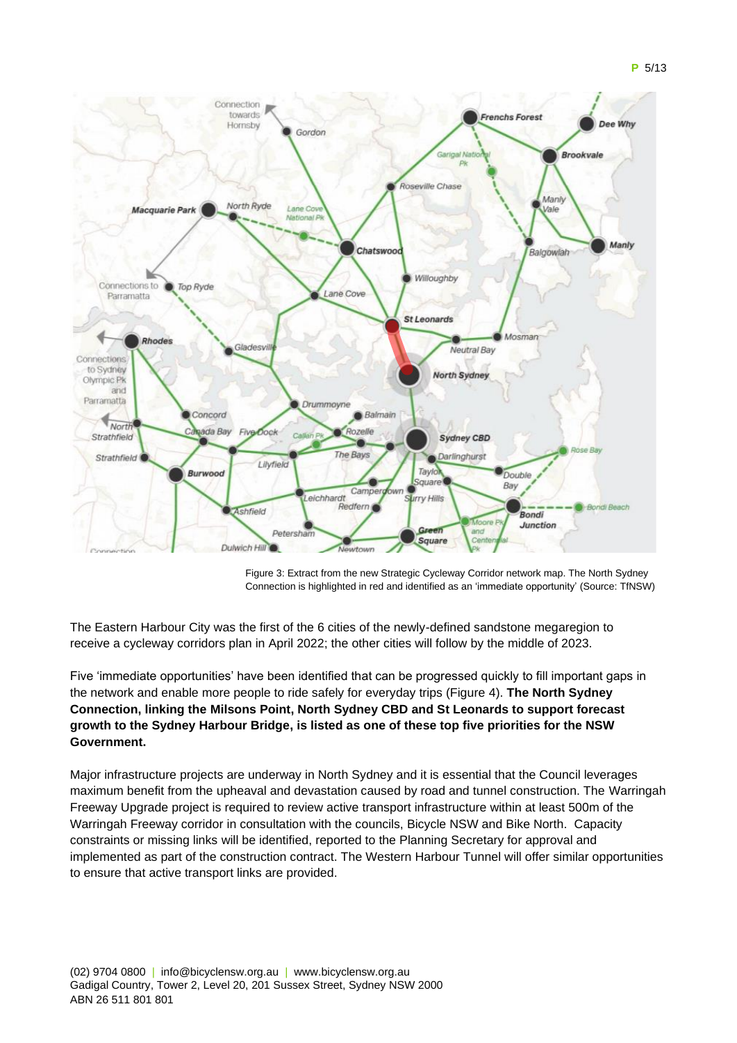Figure 3: Extract from the new Strategic Cycleway Corridor network map. The North Sydney Connection is highlighted in red and identified as an 'immediate opportunity' (Source: TfNSW)

The Eastern Harbour City was the first of the 6 cities of the newly-defined sandstone megaregion to receive a cycleway corridors plan in April 2022; the other cities will follow by the middle of 2023.

Five 'immediate opportunities' have been identified that can be progressed quickly to fill important gaps in the network and enable more people to ride safely for everyday trips (Figure 4). **The North Sydney Connection, linking the Milsons Point, North Sydney CBD and St Leonards to support forecast growth to the Sydney Harbour Bridge, is listed as one of these top five priorities for the NSW Government.**

Major infrastructure projects are underway in North Sydney and it is essential that the Council leverages maximum benefit from the upheaval and devastation caused by road and tunnel construction. The Warringah Freeway Upgrade project is required to review active transport infrastructure within at least 500m of the Warringah Freeway corridor in consultation with the councils, Bicycle NSW and Bike North. Capacity constraints or missing links will be identified, reported to the Planning Secretary for approval and implemented as part of the construction contract. The Western Harbour Tunnel will offer similar opportunities to ensure that active transport links are provided.

(02) 9704 0800 | info@bicyclensw.org.au | www.bicyclensw.org.au
Gadigal Country, Tower 2, Level 20, 201 Sussex Street, Sydney NSW 2000
ABN 26 511 801 801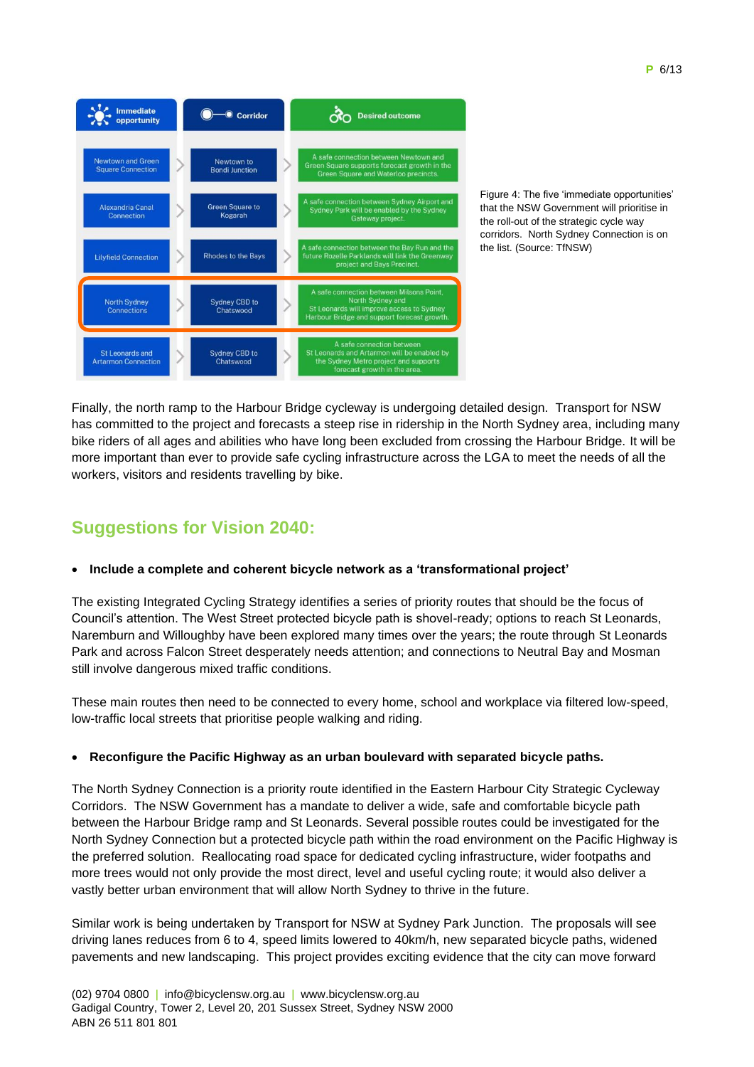| Immediate opportunity | Corridor | Desired outcome |
| --- | --- | --- |
| Newtown and Green Square Connection | Newtown to Bondi Junction | A safe connection between Newtown and Green Square supports forecast growth in the Green Square and Waterloo precincts. |
| Alexandria Canal Connection | Green Square to Kogarah | A safe connection between Sydney Airport and Sydney Park will be enabled by the Sydney Gateway project. |
| Lilyfield Connection | Rhodes to the Bays | A safe connection between the Bay Run and the future Rozelle Parklands will link the Greenway project and Bays Precinct. |
| North Sydney Connections | Sydney CBD to Chatswood | A safe connection between Milsons Point, North Sydney and St Leonards will improve access to Sydney Harbour Bridge and support forecast growth. |
| St Leonards and Artarmon Connection | Sydney CBD to Chatswood | A safe connection between St Leonards and Artarmon will be enabled by the Sydney Metro project and supports forecast growth in the area. |

Figure 4: The five 'immediate opportunities' that the NSW Government will prioritise in the roll-out of the strategic cycle way corridors. North Sydney Connection is on the list. (Source: TfNSW)

Finally, the north ramp to the Harbour Bridge cycleway is undergoing detailed design. Transport for NSW has committed to the project and forecasts a steep rise in ridership in the North Sydney area, including many bike riders of all ages and abilities who have long been excluded from crossing the Harbour Bridge. It will be more important than ever to provide safe cycling infrastructure across the LGA to meet the needs of all the workers, visitors and residents travelling by bike.

## Suggestions for Vision 2040:

- **Include a complete and coherent bicycle network as a 'transformational project'**

The existing Integrated Cycling Strategy identifies a series of priority routes that should be the focus of Council's attention. The West Street protected bicycle path is shovel-ready; options to reach St Leonards, Naremburn and Willoughby have been explored many times over the years; the route through St Leonards Park and across Falcon Street desperately needs attention; and connections to Neutral Bay and Mosman still involve dangerous mixed traffic conditions.

These main routes then need to be connected to every home, school and workplace via filtered low-speed, low-traffic local streets that prioritise people walking and riding.

- **Reconfigure the Pacific Highway as an urban boulevard with separated bicycle paths.**

The North Sydney Connection is a priority route identified in the Eastern Harbour City Strategic Cycleway Corridors. The NSW Government has a mandate to deliver a wide, safe and comfortable bicycle path between the Harbour Bridge ramp and St Leonards. Several possible routes could be investigated for the North Sydney Connection but a protected bicycle path within the road environment on the Pacific Highway is the preferred solution. Reallocating road space for dedicated cycling infrastructure, wider footpaths and more trees would not only provide the most direct, level and useful cycling route; it would also deliver a vastly better urban environment that will allow North Sydney to thrive in the future.

Similar work is being undertaken by Transport for NSW at Sydney Park Junction. The proposals will see driving lanes reduces from 6 to 4, speed limits lowered to 40km/h, new separated bicycle paths, widened pavements and new landscaping. This project provides exciting evidence that the city can move forward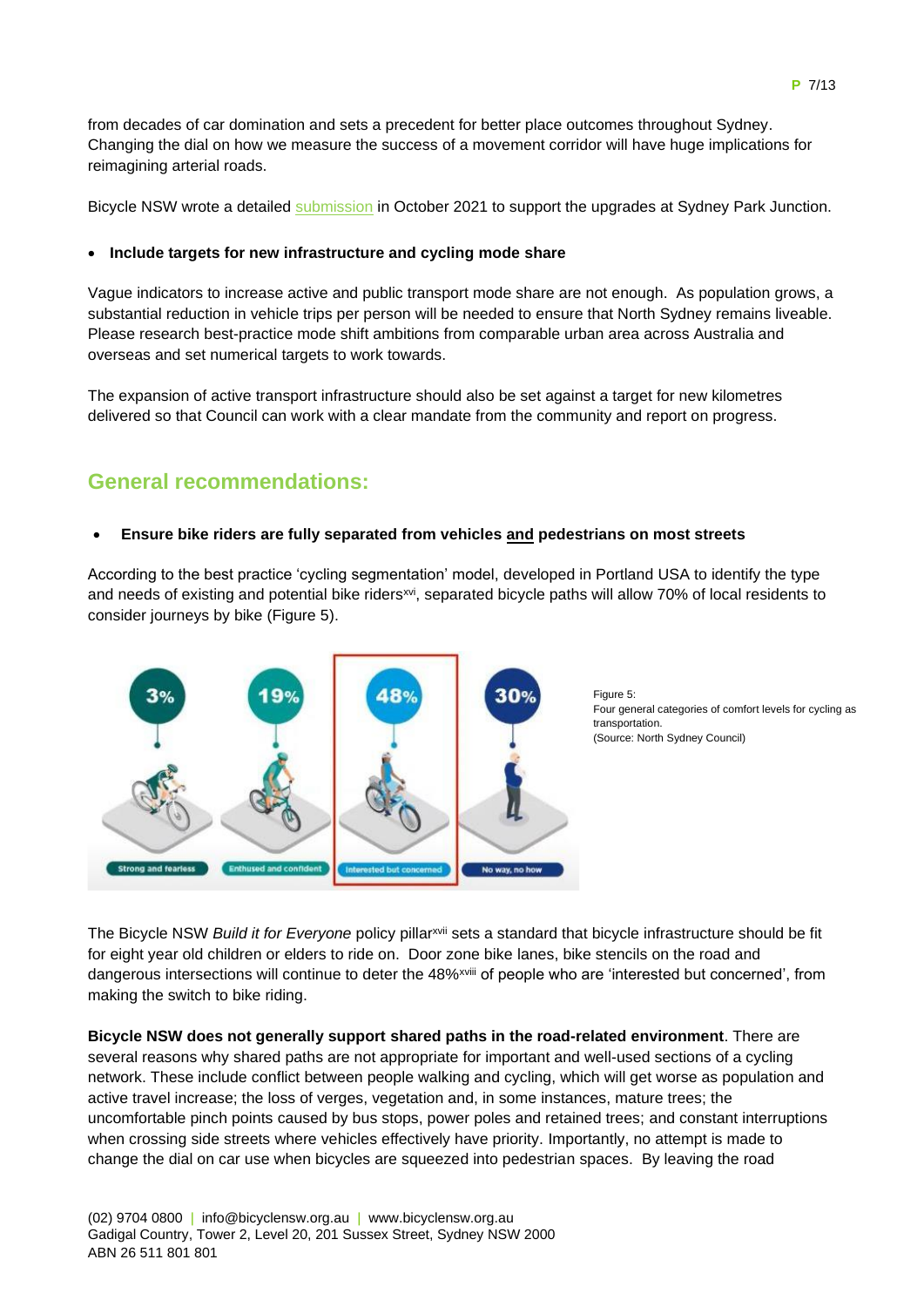from decades of car domination and sets a precedent for better place outcomes throughout Sydney. Changing the dial on how we measure the success of a movement corridor will have huge implications for reimagining arterial roads.

Bicycle NSW wrote a detailed submission in October 2021 to support the upgrades at Sydney Park Junction.

- **Include targets for new infrastructure and cycling mode share**

Vague indicators to increase active and public transport mode share are not enough. As population grows, a substantial reduction in vehicle trips per person will be needed to ensure that North Sydney remains liveable. Please research best-practice mode shift ambitions from comparable urban area across Australia and overseas and set numerical targets to work towards.

The expansion of active transport infrastructure should also be set against a target for new kilometres delivered so that Council can work with a clear mandate from the community and report on progress.

## General recommendations:

- **Ensure bike riders are fully separated from vehicles and pedestrians on most streets**

According to the best practice 'cycling segmentation' model, developed in Portland USA to identify the type and needs of existing and potential bike riders[xvi], separated bicycle paths will allow 70% of local residents to consider journeys by bike (Figure 5).

3% Strong and fearless | 19% Enthused and confident | 48% Interested but concerned | 30% No way, no how

Figure 5:
Four general categories of comfort levels for cycling as transportation.
(Source: North Sydney Council)

The Bicycle NSW *Build it for Everyone* policy pillar[xvii] sets a standard that bicycle infrastructure should be fit for eight year old children or elders to ride on. Door zone bike lanes, bike stencils on the road and dangerous intersections will continue to deter the 48%[xviii] of people who are 'interested but concerned', from making the switch to bike riding.

**Bicycle NSW does not generally support shared paths in the road-related environment**. There are several reasons why shared paths are not appropriate for important and well-used sections of a cycling network. These include conflict between people walking and cycling, which will get worse as population and active travel increase; the loss of verges, vegetation and, in some instances, mature trees; the uncomfortable pinch points caused by bus stops, power poles and retained trees; and constant interruptions when crossing side streets where vehicles effectively have priority. Importantly, no attempt is made to change the dial on car use when bicycles are squeezed into pedestrian spaces. By leaving the road

(02) 9704 0800 | info@bicyclensw.org.au | www.bicyclensw.org.au
Gadigal Country, Tower 2, Level 20, 201 Sussex Street, Sydney NSW 2000
ABN 26 511 801 801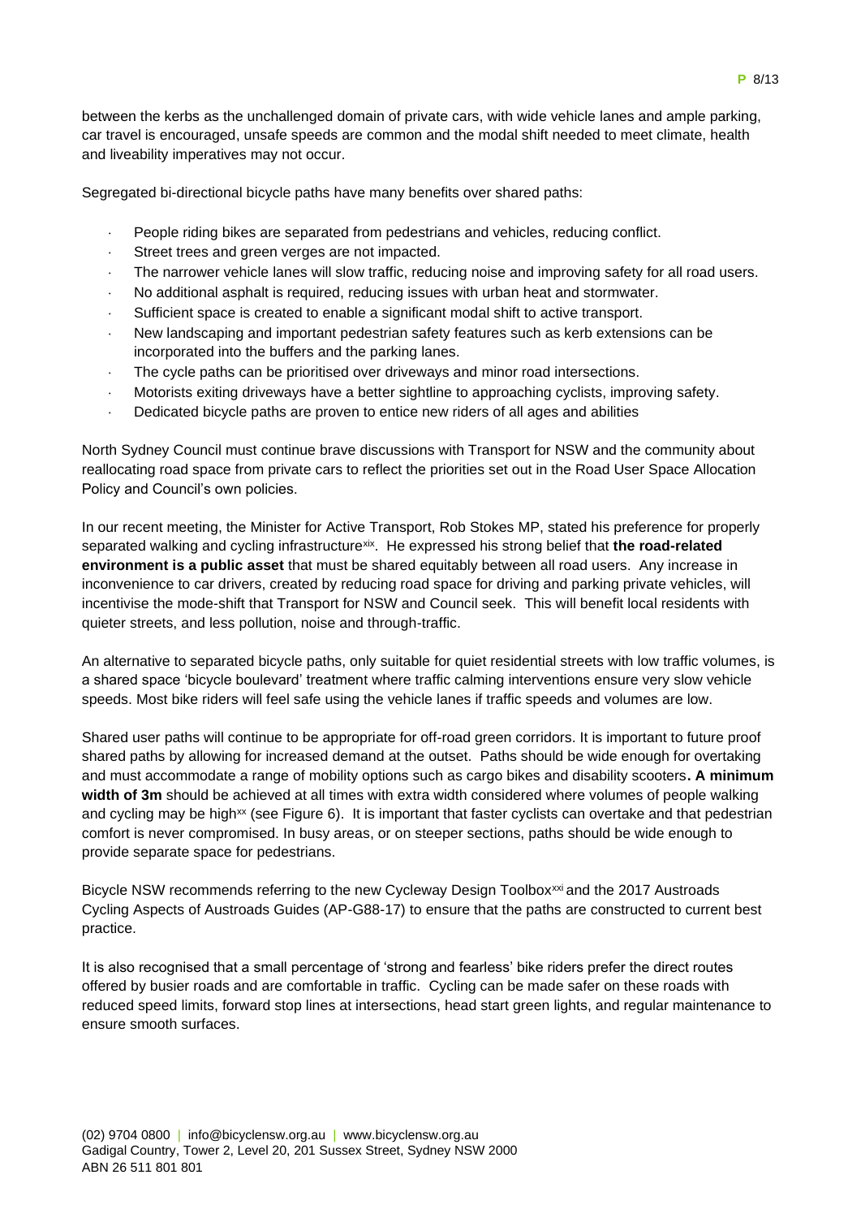between the kerbs as the unchallenged domain of private cars, with wide vehicle lanes and ample parking, car travel is encouraged, unsafe speeds are common and the modal shift needed to meet climate, health and liveability imperatives may not occur.

Segregated bi-directional bicycle paths have many benefits over shared paths:

- People riding bikes are separated from pedestrians and vehicles, reducing conflict.
- Street trees and green verges are not impacted.
- The narrower vehicle lanes will slow traffic, reducing noise and improving safety for all road users.
- No additional asphalt is required, reducing issues with urban heat and stormwater.
- Sufficient space is created to enable a significant modal shift to active transport.
- New landscaping and important pedestrian safety features such as kerb extensions can be incorporated into the buffers and the parking lanes.
- The cycle paths can be prioritised over driveways and minor road intersections.
- Motorists exiting driveways have a better sightline to approaching cyclists, improving safety.
- Dedicated bicycle paths are proven to entice new riders of all ages and abilities

North Sydney Council must continue brave discussions with Transport for NSW and the community about reallocating road space from private cars to reflect the priorities set out in the Road User Space Allocation Policy and Council's own policies.

In our recent meeting, the Minister for Active Transport, Rob Stokes MP, stated his preference for properly separated walking and cycling infrastructure[xix]. He expressed his strong belief that **the road-related environment is a public asset** that must be shared equitably between all road users. Any increase in inconvenience to car drivers, created by reducing road space for driving and parking private vehicles, will incentivise the mode-shift that Transport for NSW and Council seek. This will benefit local residents with quieter streets, and less pollution, noise and through-traffic.

An alternative to separated bicycle paths, only suitable for quiet residential streets with low traffic volumes, is a shared space 'bicycle boulevard' treatment where traffic calming interventions ensure very slow vehicle speeds. Most bike riders will feel safe using the vehicle lanes if traffic speeds and volumes are low.

Shared user paths will continue to be appropriate for off-road green corridors. It is important to future proof shared paths by allowing for increased demand at the outset. Paths should be wide enough for overtaking and must accommodate a range of mobility options such as cargo bikes and disability scooters**. A minimum width of 3m** should be achieved at all times with extra width considered where volumes of people walking and cycling may be high[xx] (see Figure 6). It is important that faster cyclists can overtake and that pedestrian comfort is never compromised. In busy areas, or on steeper sections, paths should be wide enough to provide separate space for pedestrians.

Bicycle NSW recommends referring to the new Cycleway Design Toolbox[xxi] and the 2017 Austroads Cycling Aspects of Austroads Guides (AP-G88-17) to ensure that the paths are constructed to current best practice.

It is also recognised that a small percentage of 'strong and fearless' bike riders prefer the direct routes offered by busier roads and are comfortable in traffic. Cycling can be made safer on these roads with reduced speed limits, forward stop lines at intersections, head start green lights, and regular maintenance to ensure smooth surfaces.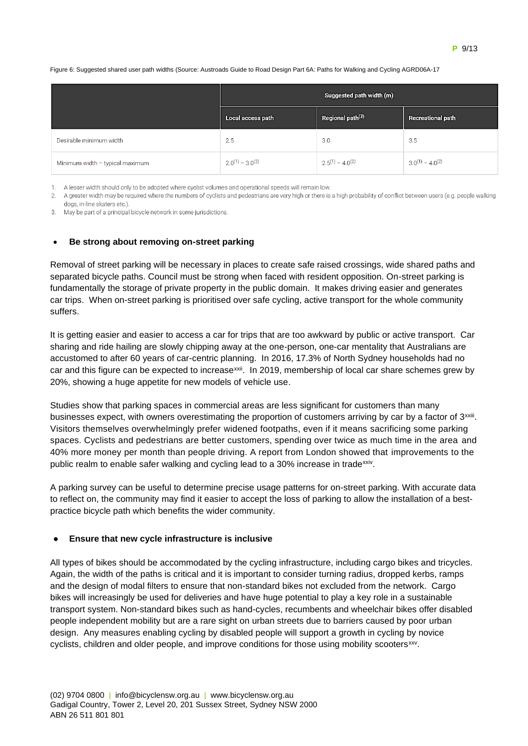Figure 6: Suggested shared user path widths (Source: Austroads Guide to Road Design Part 6A: Paths for Walking and Cycling AGRD06A-17

| | Suggested path width (m) | | |
|---|---|---|---|
| | Local access path | Regional path[3] | Recreational path |
| Desirable minimum width | 2.5 | 3.0 | 3.5 |
| Minimum width – typical maximum | 2.0[1] – 3.0[2] | 2.5[1] – 4.0[2] | 3.0[1] – 4.0[2] |

1. A lesser width should only to be adopted where cyclist volumes and operational speeds will remain low.
2. A greater width may be required where the numbers of cyclists and pedestrians are very high or there is a high probability of conflict between users (e.g. people walking dogs, in-line skaters etc.).
3. May be part of a principal bicycle network in some jurisdictions.

- **Be strong about removing on-street parking**

Removal of street parking will be necessary in places to create safe raised crossings, wide shared paths and separated bicycle paths. Council must be strong when faced with resident opposition. On-street parking is fundamentally the storage of private property in the public domain. It makes driving easier and generates car trips. When on-street parking is prioritised over safe cycling, active transport for the whole community suffers.

It is getting easier and easier to access a car for trips that are too awkward by public or active transport. Car sharing and ride hailing are slowly chipping away at the one-person, one-car mentality that Australians are accustomed to after 60 years of car-centric planning. In 2016, 17.3% of North Sydney households had no car and this figure can be expected to increase[xxii]. In 2019, membership of local car share schemes grew by 20%, showing a huge appetite for new models of vehicle use.

Studies show that parking spaces in commercial areas are less significant for customers than many businesses expect, with owners overestimating the proportion of customers arriving by car by a factor of 3[xxiii]. Visitors themselves overwhelmingly prefer widened footpaths, even if it means sacrificing some parking spaces. Cyclists and pedestrians are better customers, spending over twice as much time in the area and 40% more money per month than people driving. A report from London showed that improvements to the public realm to enable safer walking and cycling lead to a 30% increase in trade[xxiv].

A parking survey can be useful to determine precise usage patterns for on-street parking. With accurate data to reflect on, the community may find it easier to accept the loss of parking to allow the installation of a best-practice bicycle path which benefits the wider community.

- **Ensure that new cycle infrastructure is inclusive**

All types of bikes should be accommodated by the cycling infrastructure, including cargo bikes and tricycles. Again, the width of the paths is critical and it is important to consider turning radius, dropped kerbs, ramps and the design of modal filters to ensure that non-standard bikes not excluded from the network. Cargo bikes will increasingly be used for deliveries and have huge potential to play a key role in a sustainable transport system. Non-standard bikes such as hand-cycles, recumbents and wheelchair bikes offer disabled people independent mobility but are a rare sight on urban streets due to barriers caused by poor urban design. Any measures enabling cycling by disabled people will support a growth in cycling by novice cyclists, children and older people, and improve conditions for those using mobility scooters[xxv].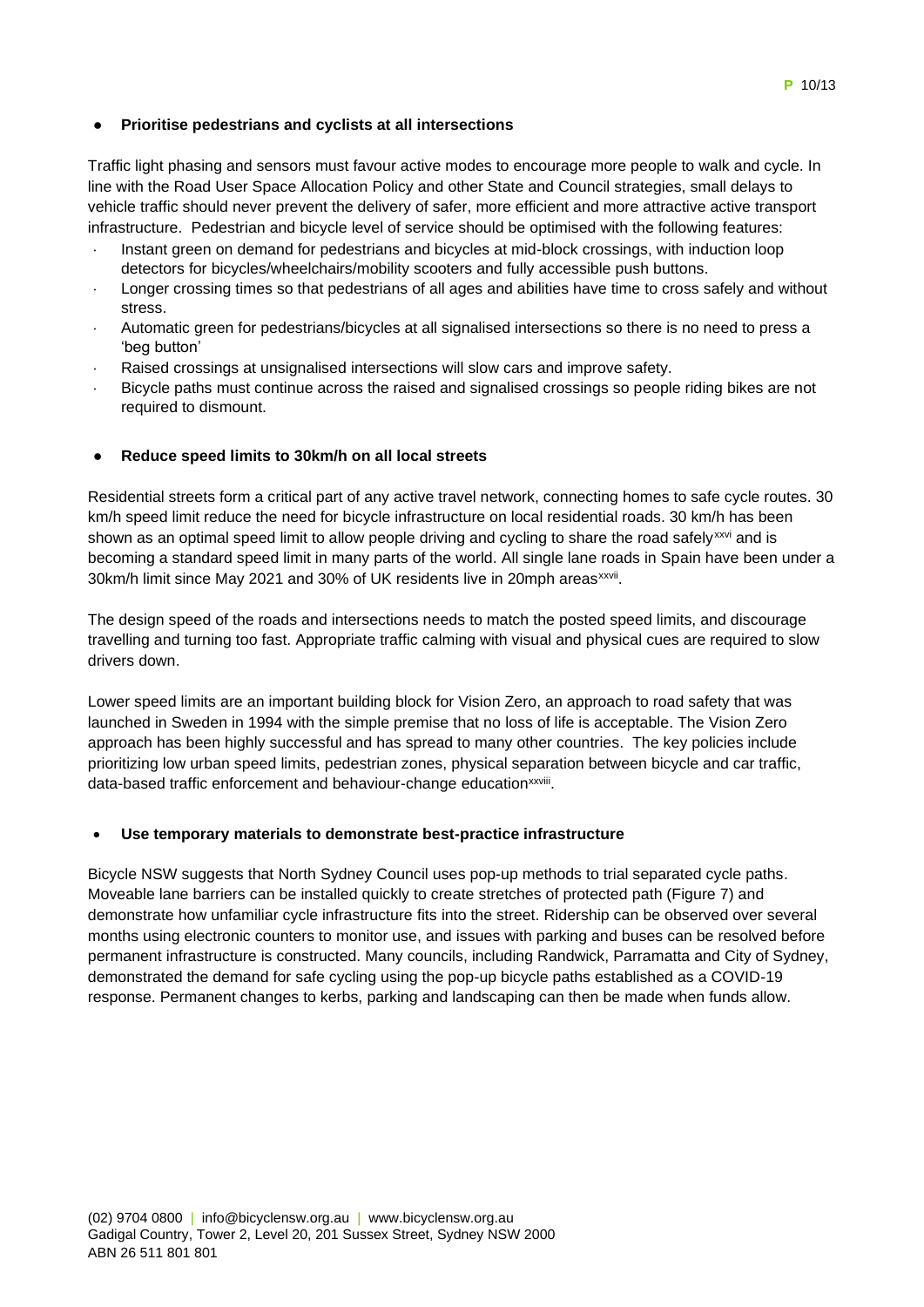- **Prioritise pedestrians and cyclists at all intersections**

Traffic light phasing and sensors must favour active modes to encourage more people to walk and cycle. In line with the Road User Space Allocation Policy and other State and Council strategies, small delays to vehicle traffic should never prevent the delivery of safer, more efficient and more attractive active transport infrastructure. Pedestrian and bicycle level of service should be optimised with the following features:

- Instant green on demand for pedestrians and bicycles at mid-block crossings, with induction loop detectors for bicycles/wheelchairs/mobility scooters and fully accessible push buttons.
- Longer crossing times so that pedestrians of all ages and abilities have time to cross safely and without stress.
- Automatic green for pedestrians/bicycles at all signalised intersections so there is no need to press a 'beg button'
- Raised crossings at unsignalised intersections will slow cars and improve safety.
- Bicycle paths must continue across the raised and signalised crossings so people riding bikes are not required to dismount.

- **Reduce speed limits to 30km/h on all local streets**

Residential streets form a critical part of any active travel network, connecting homes to safe cycle routes. 30 km/h speed limit reduce the need for bicycle infrastructure on local residential roads. 30 km/h has been shown as an optimal speed limit to allow people driving and cycling to share the road safely[xxvi] and is becoming a standard speed limit in many parts of the world. All single lane roads in Spain have been under a 30km/h limit since May 2021 and 30% of UK residents live in 20mph areas[xxvii].

The design speed of the roads and intersections needs to match the posted speed limits, and discourage travelling and turning too fast. Appropriate traffic calming with visual and physical cues are required to slow drivers down.

Lower speed limits are an important building block for Vision Zero, an approach to road safety that was launched in Sweden in 1994 with the simple premise that no loss of life is acceptable. The Vision Zero approach has been highly successful and has spread to many other countries. The key policies include prioritizing low urban speed limits, pedestrian zones, physical separation between bicycle and car traffic, data-based traffic enforcement and behaviour-change education[xxviii].

- **Use temporary materials to demonstrate best-practice infrastructure**

Bicycle NSW suggests that North Sydney Council uses pop-up methods to trial separated cycle paths. Moveable lane barriers can be installed quickly to create stretches of protected path (Figure 7) and demonstrate how unfamiliar cycle infrastructure fits into the street. Ridership can be observed over several months using electronic counters to monitor use, and issues with parking and buses can be resolved before permanent infrastructure is constructed. Many councils, including Randwick, Parramatta and City of Sydney, demonstrated the demand for safe cycling using the pop-up bicycle paths established as a COVID-19 response. Permanent changes to kerbs, parking and landscaping can then be made when funds allow.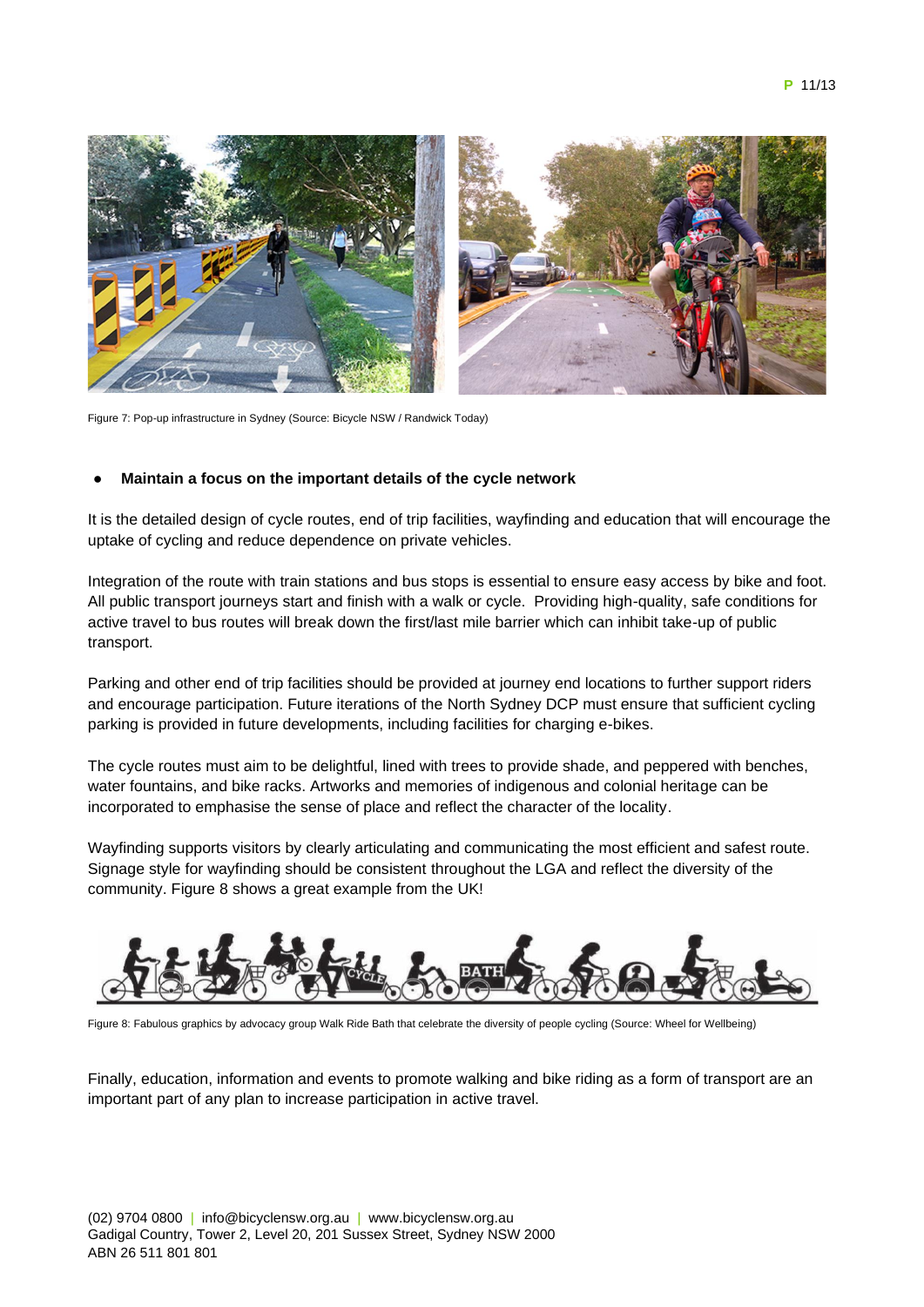Figure 7: Pop-up infrastructure in Sydney (Source: Bicycle NSW / Randwick Today)

- **Maintain a focus on the important details of the cycle network**

It is the detailed design of cycle routes, end of trip facilities, wayfinding and education that will encourage the uptake of cycling and reduce dependence on private vehicles.

Integration of the route with train stations and bus stops is essential to ensure easy access by bike and foot. All public transport journeys start and finish with a walk or cycle. Providing high-quality, safe conditions for active travel to bus routes will break down the first/last mile barrier which can inhibit take-up of public transport.

Parking and other end of trip facilities should be provided at journey end locations to further support riders and encourage participation. Future iterations of the North Sydney DCP must ensure that sufficient cycling parking is provided in future developments, including facilities for charging e-bikes.

The cycle routes must aim to be delightful, lined with trees to provide shade, and peppered with benches, water fountains, and bike racks. Artworks and memories of indigenous and colonial heritage can be incorporated to emphasise the sense of place and reflect the character of the locality.

Wayfinding supports visitors by clearly articulating and communicating the most efficient and safest route. Signage style for wayfinding should be consistent throughout the LGA and reflect the diversity of the community. Figure 8 shows a great example from the UK!

Figure 8: Fabulous graphics by advocacy group Walk Ride Bath that celebrate the diversity of people cycling (Source: Wheel for Wellbeing)

Finally, education, information and events to promote walking and bike riding as a form of transport are an important part of any plan to increase participation in active travel.

(02) 9704 0800 | info@bicyclensw.org.au | www.bicyclensw.org.au
Gadigal Country, Tower 2, Level 20, 201 Sussex Street, Sydney NSW 2000
ABN 26 511 801 801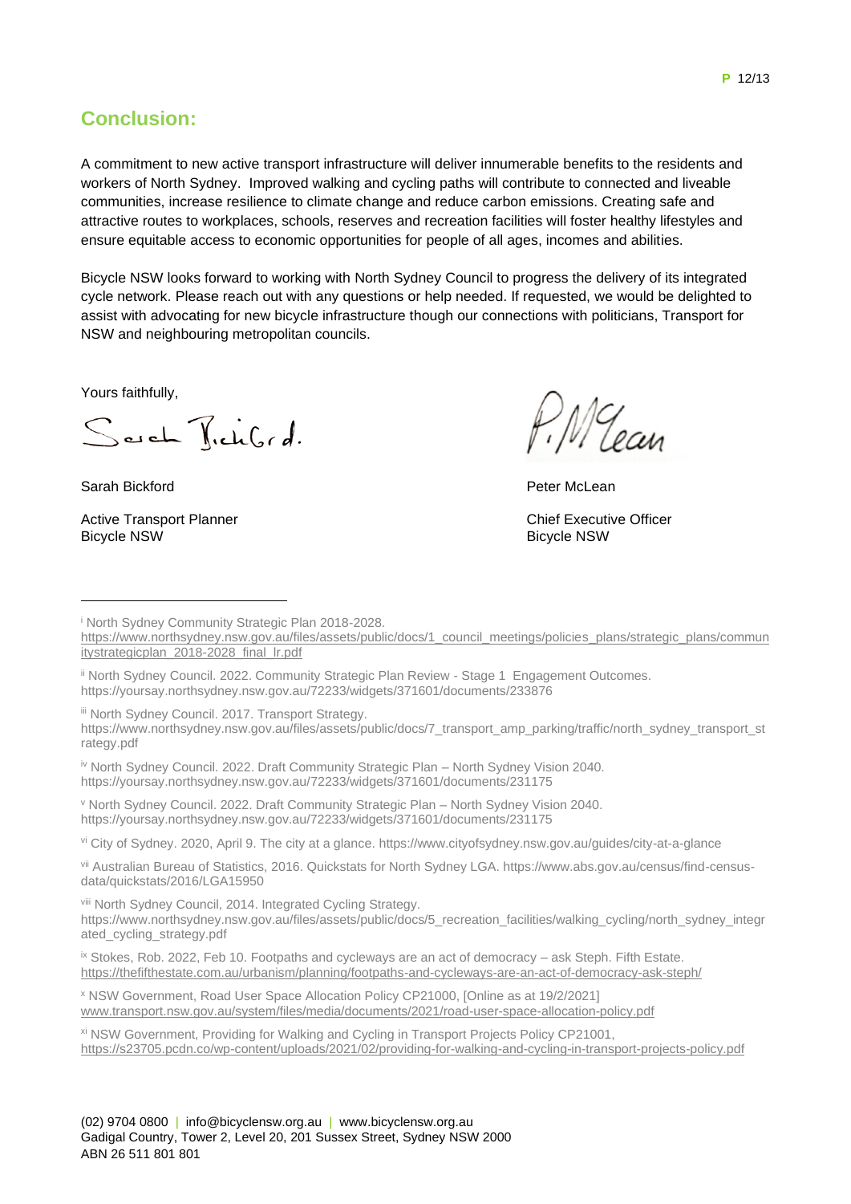## Conclusion:

A commitment to new active transport infrastructure will deliver innumerable benefits to the residents and workers of North Sydney. Improved walking and cycling paths will contribute to connected and liveable communities, increase resilience to climate change and reduce carbon emissions. Creating safe and attractive routes to workplaces, schools, reserves and recreation facilities will foster healthy lifestyles and ensure equitable access to economic opportunities for people of all ages, incomes and abilities.

Bicycle NSW looks forward to working with North Sydney Council to progress the delivery of its integrated cycle network. Please reach out with any questions or help needed. If requested, we would be delighted to assist with advocating for new bicycle infrastructure though our connections with politicians, Transport for NSW and neighbouring metropolitan councils.

Yours faithfully,

Sarah Bickford

Active Transport Planner
Bicycle NSW

Peter McLean

Chief Executive Officer
Bicycle NSW

---

[i] North Sydney Community Strategic Plan 2018-2028. https://www.northsydney.nsw.gov.au/files/assets/public/docs/1_council_meetings/policies_plans/strategic_plans/communitystrategicplan_2018-2028_final_lr.pdf

[ii] North Sydney Council. 2022. Community Strategic Plan Review - Stage 1 Engagement Outcomes. https://yoursay.northsydney.nsw.gov.au/72233/widgets/371601/documents/233876

[iii] North Sydney Council. 2017. Transport Strategy. https://www.northsydney.nsw.gov.au/files/assets/public/docs/7_transport_amp_parking/traffic/north_sydney_transport_strategy.pdf

[iv] North Sydney Council. 2022. Draft Community Strategic Plan – North Sydney Vision 2040. https://yoursay.northsydney.nsw.gov.au/72233/widgets/371601/documents/231175

[v] North Sydney Council. 2022. Draft Community Strategic Plan – North Sydney Vision 2040. https://yoursay.northsydney.nsw.gov.au/72233/widgets/371601/documents/231175

[vi] City of Sydney. 2020, April 9. The city at a glance. https://www.cityofsydney.nsw.gov.au/guides/city-at-a-glance

[vii] Australian Bureau of Statistics, 2016. Quickstats for North Sydney LGA. https://www.abs.gov.au/census/find-census-data/quickstats/2016/LGA15950

[viii] North Sydney Council, 2014. Integrated Cycling Strategy. https://www.northsydney.nsw.gov.au/files/assets/public/docs/5_recreation_facilities/walking_cycling/north_sydney_integrated_cycling_strategy.pdf

[ix] Stokes, Rob. 2022, Feb 10. Footpaths and cycleways are an act of democracy – ask Steph. Fifth Estate. https://thefifthestate.com.au/urbanism/planning/footpaths-and-cycleways-are-an-act-of-democracy-ask-steph/

[x] NSW Government, Road User Space Allocation Policy CP21000, [Online as at 19/2/2021] www.transport.nsw.gov.au/system/files/media/documents/2021/road-user-space-allocation-policy.pdf

[xi] NSW Government, Providing for Walking and Cycling in Transport Projects Policy CP21001, https://s23705.pcdn.co/wp-content/uploads/2021/02/providing-for-walking-and-cycling-in-transport-projects-policy.pdf

(02) 9704 0800 | info@bicyclensw.org.au | www.bicyclensw.org.au
Gadigal Country, Tower 2, Level 20, 201 Sussex Street, Sydney NSW 2000
ABN 26 511 801 801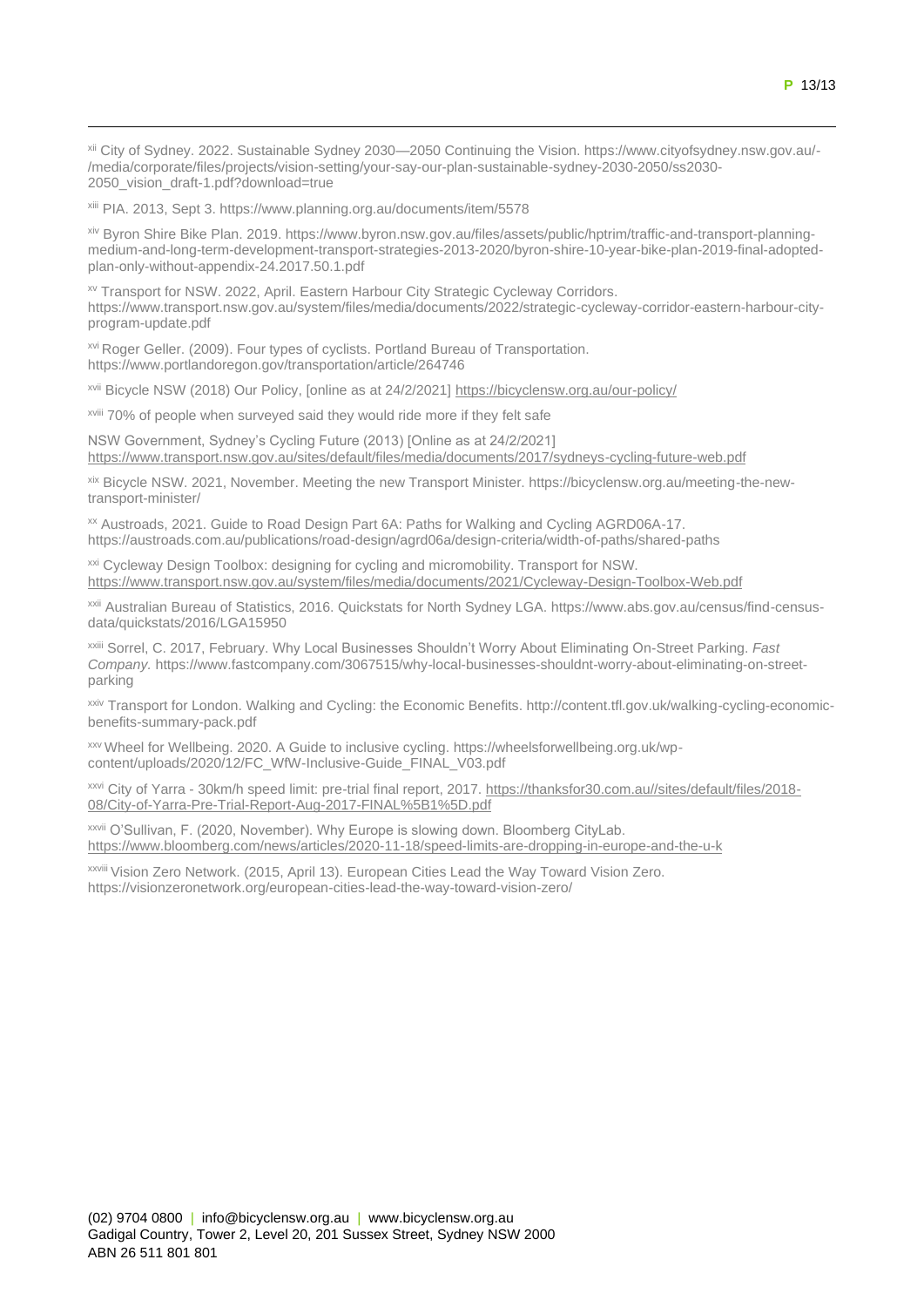[xii] City of Sydney. 2022. Sustainable Sydney 2030—2050 Continuing the Vision. https://www.cityofsydney.nsw.gov.au/-/media/corporate/files/projects/vision-setting/your-say-our-plan-sustainable-sydney-2030-2050/ss2030-2050_vision_draft-1.pdf?download=true

[xiii] PIA. 2013, Sept 3. https://www.planning.org.au/documents/item/5578

[xiv] Byron Shire Bike Plan. 2019. https://www.byron.nsw.gov.au/files/assets/public/hptrim/traffic-and-transport-planning-medium-and-long-term-development-transport-strategies-2013-2020/byron-shire-10-year-bike-plan-2019-final-adopted-plan-only-without-appendix-24.2017.50.1.pdf

[xv] Transport for NSW. 2022, April. Eastern Harbour City Strategic Cycleway Corridors. https://www.transport.nsw.gov.au/system/files/media/documents/2022/strategic-cycleway-corridor-eastern-harbour-city-program-update.pdf

[xvi] Roger Geller. (2009). Four types of cyclists. Portland Bureau of Transportation. https://www.portlandoregon.gov/transportation/article/264746

[xvii] Bicycle NSW (2018) Our Policy, [online as at 24/2/2021] https://bicyclensw.org.au/our-policy/

[xviii] 70% of people when surveyed said they would ride more if they felt safe

NSW Government, Sydney's Cycling Future (2013) [Online as at 24/2/2021] https://www.transport.nsw.gov.au/sites/default/files/media/documents/2017/sydneys-cycling-future-web.pdf

[xix] Bicycle NSW. 2021, November. Meeting the new Transport Minister. https://bicyclensw.org.au/meeting-the-new-transport-minister/

[xx] Austroads, 2021. Guide to Road Design Part 6A: Paths for Walking and Cycling AGRD06A-17. https://austroads.com.au/publications/road-design/agrd06a/design-criteria/width-of-paths/shared-paths

[xxi] Cycleway Design Toolbox: designing for cycling and micromobility. Transport for NSW. https://www.transport.nsw.gov.au/system/files/media/documents/2021/Cycleway-Design-Toolbox-Web.pdf

[xxii] Australian Bureau of Statistics, 2016. Quickstats for North Sydney LGA. https://www.abs.gov.au/census/find-census-data/quickstats/2016/LGA15950

[xxiii] Sorrel, C. 2017, February. Why Local Businesses Shouldn't Worry About Eliminating On-Street Parking. *Fast Company.* https://www.fastcompany.com/3067515/why-local-businesses-shouldnt-worry-about-eliminating-on-street-parking

[xxiv] Transport for London. Walking and Cycling: the Economic Benefits. http://content.tfl.gov.uk/walking-cycling-economic-benefits-summary-pack.pdf

[xxv] Wheel for Wellbeing. 2020. A Guide to inclusive cycling. https://wheelsforwellbeing.org.uk/wp-content/uploads/2020/12/FC_WfW-Inclusive-Guide_FINAL_V03.pdf

[xxvi] City of Yarra - 30km/h speed limit: pre-trial final report, 2017. https://thanksfor30.com.au//sites/default/files/2018-08/City-of-Yarra-Pre-Trial-Report-Aug-2017-FINAL%5B1%5D.pdf

[xxvii] O'Sullivan, F. (2020, November). Why Europe is slowing down. Bloomberg CityLab. https://www.bloomberg.com/news/articles/2020-11-18/speed-limits-are-dropping-in-europe-and-the-u-k

[xxviii] Vision Zero Network. (2015, April 13). European Cities Lead the Way Toward Vision Zero. https://visionzeronetwork.org/european-cities-lead-the-way-toward-vision-zero/

(02) 9704 0800 | info@bicyclensw.org.au | www.bicyclensw.org.au
Gadigal Country, Tower 2, Level 20, 201 Sussex Street, Sydney NSW 2000
ABN 26 511 801 801